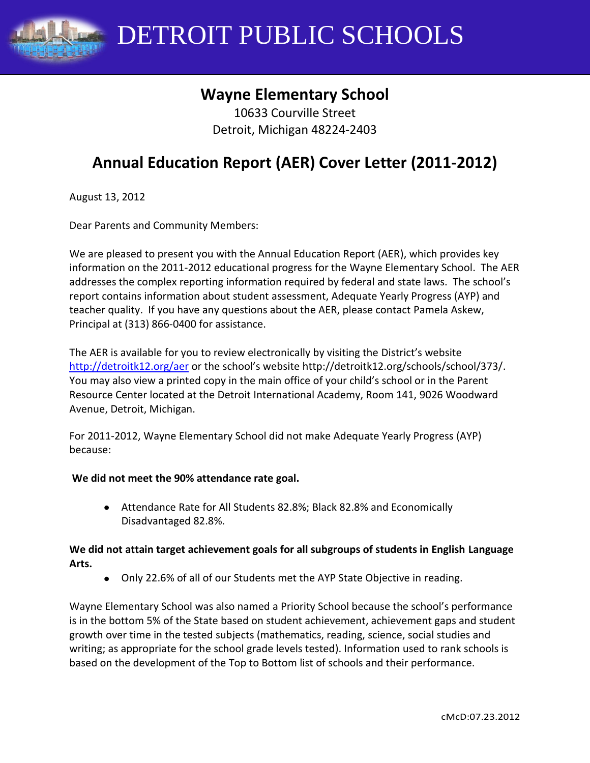# DETROIT PUBLIC SCHOOLS

## Wayne Elementary School

10633 Courville Street
Detroit, Michigan 48224-2403

## Annual Education Report (AER) Cover Letter (2011-2012)

August 13, 2012

Dear Parents and Community Members:

We are pleased to present you with the Annual Education Report (AER), which provides key information on the 2011-2012 educational progress for the Wayne Elementary School. The AER addresses the complex reporting information required by federal and state laws. The school's report contains information about student assessment, Adequate Yearly Progress (AYP) and teacher quality. If you have any questions about the AER, please contact Pamela Askew, Principal at (313) 866-0400 for assistance.

The AER is available for you to review electronically by visiting the District's website http://detroitk12.org/aer or the school's website http://detroitk12.org/schools/school/373/. You may also view a printed copy in the main office of your child's school or in the Parent Resource Center located at the Detroit International Academy, Room 141, 9026 Woodward Avenue, Detroit, Michigan.

For 2011-2012, Wayne Elementary School did not make Adequate Yearly Progress (AYP) because:

**We did not meet the 90% attendance rate goal.**

- Attendance Rate for All Students 82.8%; Black 82.8% and Economically Disadvantaged 82.8%.

**We did not attain target achievement goals for all subgroups of students in English Language Arts.**

- Only 22.6% of all of our Students met the AYP State Objective in reading.

Wayne Elementary School was also named a Priority School because the school's performance is in the bottom 5% of the State based on student achievement, achievement gaps and student growth over time in the tested subjects (mathematics, reading, science, social studies and writing; as appropriate for the school grade levels tested). Information used to rank schools is based on the development of the Top to Bottom list of schools and their performance.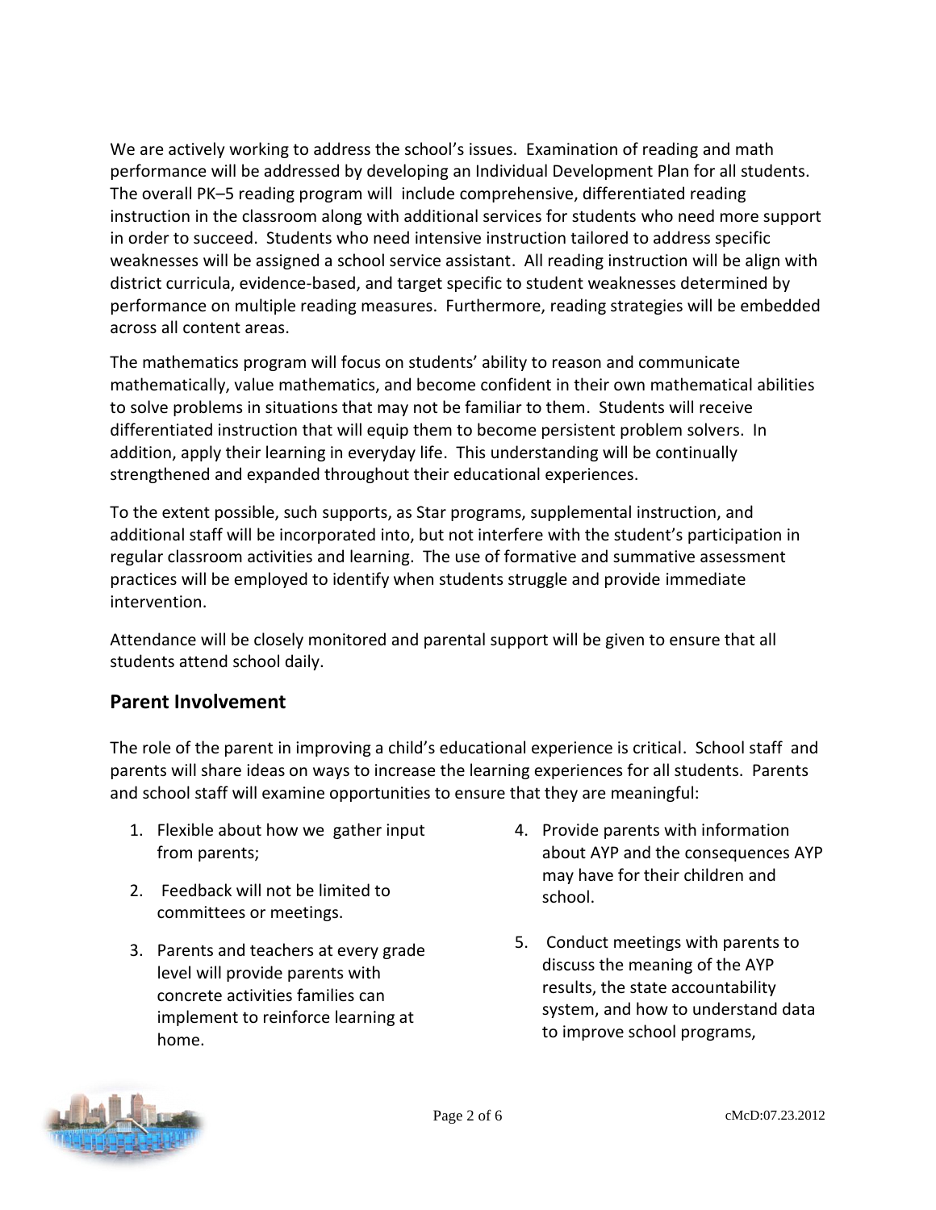We are actively working to address the school's issues. Examination of reading and math performance will be addressed by developing an Individual Development Plan for all students. The overall PK–5 reading program will include comprehensive, differentiated reading instruction in the classroom along with additional services for students who need more support in order to succeed. Students who need intensive instruction tailored to address specific weaknesses will be assigned a school service assistant. All reading instruction will be align with district curricula, evidence-based, and target specific to student weaknesses determined by performance on multiple reading measures. Furthermore, reading strategies will be embedded across all content areas.

The mathematics program will focus on students' ability to reason and communicate mathematically, value mathematics, and become confident in their own mathematical abilities to solve problems in situations that may not be familiar to them. Students will receive differentiated instruction that will equip them to become persistent problem solvers. In addition, apply their learning in everyday life. This understanding will be continually strengthened and expanded throughout their educational experiences.

To the extent possible, such supports, as Star programs, supplemental instruction, and additional staff will be incorporated into, but not interfere with the student's participation in regular classroom activities and learning. The use of formative and summative assessment practices will be employed to identify when students struggle and provide immediate intervention.

Attendance will be closely monitored and parental support will be given to ensure that all students attend school daily.

## Parent Involvement

The role of the parent in improving a child's educational experience is critical. School staff and parents will share ideas on ways to increase the learning experiences for all students. Parents and school staff will examine opportunities to ensure that they are meaningful:

1. Flexible about how we gather input from parents;
2. Feedback will not be limited to committees or meetings.
3. Parents and teachers at every grade level will provide parents with concrete activities families can implement to reinforce learning at home.
4. Provide parents with information about AYP and the consequences AYP may have for their children and school.
5. Conduct meetings with parents to discuss the meaning of the AYP results, the state accountability system, and how to understand data to improve school programs,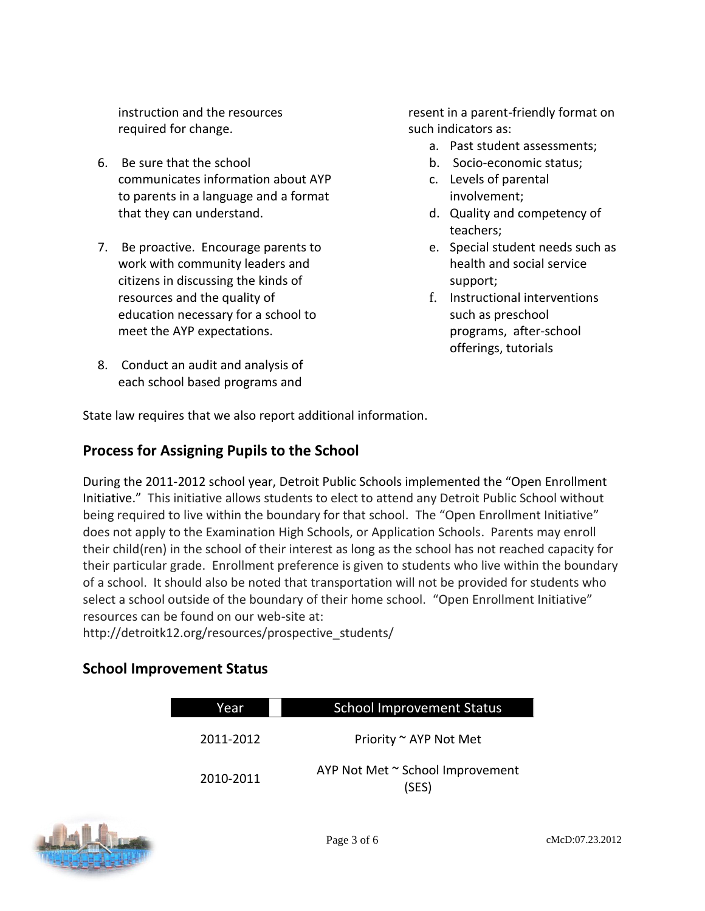instruction and the resources required for change.

6. Be sure that the school communicates information about AYP to parents in a language and a format that they can understand.

7. Be proactive. Encourage parents to work with community leaders and citizens in discussing the kinds of resources and the quality of education necessary for a school to meet the AYP expectations.

8. Conduct an audit and analysis of each school based programs and resent in a parent-friendly format on such indicators as:
   a. Past student assessments;
   b. Socio-economic status;
   c. Levels of parental involvement;
   d. Quality and competency of teachers;
   e. Special student needs such as health and social service support;
   f. Instructional interventions such as preschool programs, after-school offerings, tutorials

State law requires that we also report additional information.

## Process for Assigning Pupils to the School

During the 2011-2012 school year, Detroit Public Schools implemented the "Open Enrollment Initiative." This initiative allows students to elect to attend any Detroit Public School without being required to live within the boundary for that school. The "Open Enrollment Initiative" does not apply to the Examination High Schools, or Application Schools. Parents may enroll their child(ren) in the school of their interest as long as the school has not reached capacity for their particular grade. Enrollment preference is given to students who live within the boundary of a school. It should also be noted that transportation will not be provided for students who select a school outside of the boundary of their home school. "Open Enrollment Initiative" resources can be found on our web-site at: http://detroitk12.org/resources/prospective_students/

## School Improvement Status

| Year | School Improvement Status |
|---|---|
| 2011-2012 | Priority ~ AYP Not Met |
| 2010-2011 | AYP Not Met ~ School Improvement (SES) |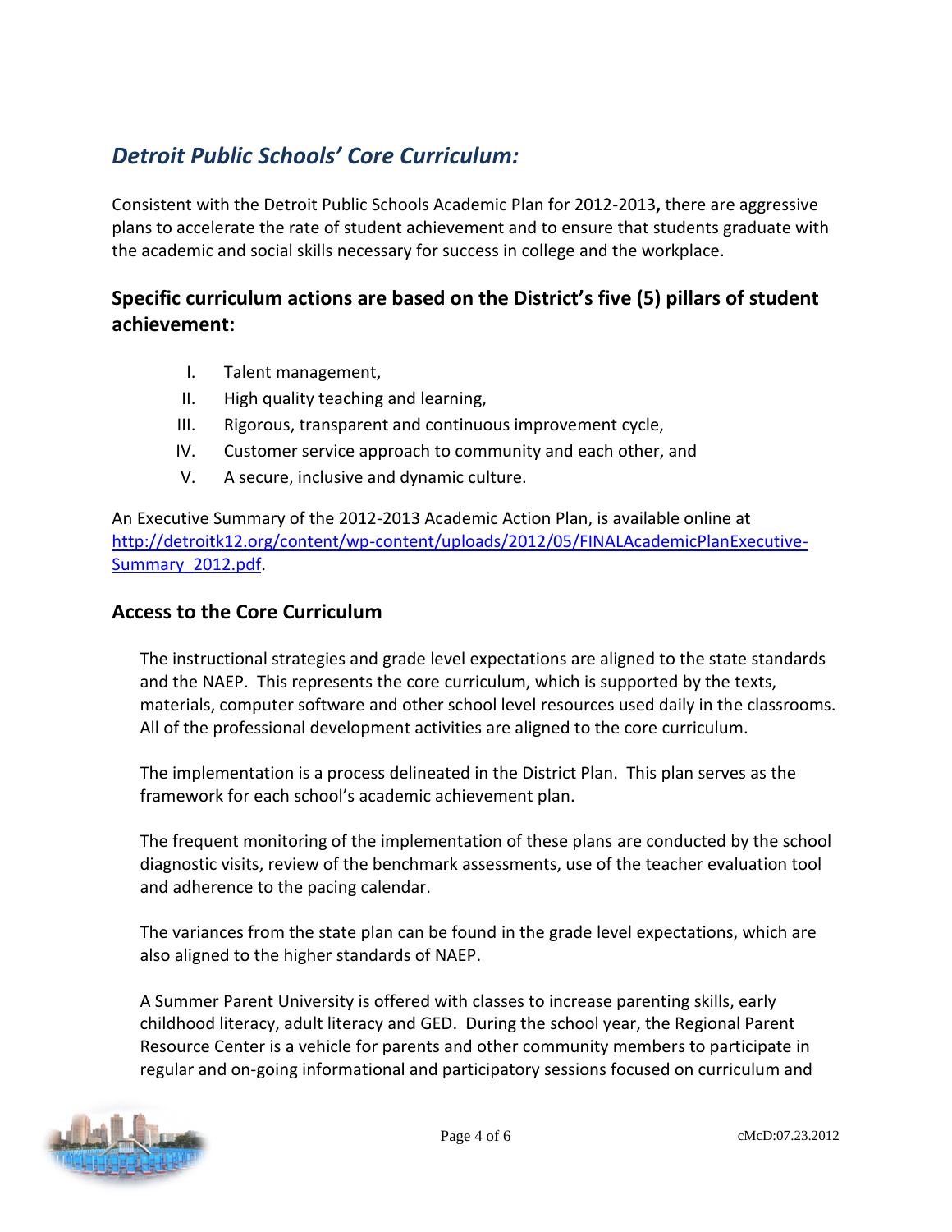## *Detroit Public Schools' Core Curriculum:*

Consistent with the Detroit Public Schools Academic Plan for 2012-2013**,** there are aggressive plans to accelerate the rate of student achievement and to ensure that students graduate with the academic and social skills necessary for success in college and the workplace.

### Specific curriculum actions are based on the District's five (5) pillars of student achievement:

I. Talent management,
II. High quality teaching and learning,
III. Rigorous, transparent and continuous improvement cycle,
IV. Customer service approach to community and each other, and
V. A secure, inclusive and dynamic culture.

An Executive Summary of the 2012-2013 Academic Action Plan, is available online at [http://detroitk12.org/content/wp-content/uploads/2012/05/FINALAcademicPlanExecutive-Summary_2012.pdf](http://detroitk12.org/content/wp-content/uploads/2012/05/FINALAcademicPlanExecutive-Summary_2012.pdf).

### Access to the Core Curriculum

The instructional strategies and grade level expectations are aligned to the state standards and the NAEP. This represents the core curriculum, which is supported by the texts, materials, computer software and other school level resources used daily in the classrooms. All of the professional development activities are aligned to the core curriculum.

The implementation is a process delineated in the District Plan. This plan serves as the framework for each school's academic achievement plan.

The frequent monitoring of the implementation of these plans are conducted by the school diagnostic visits, review of the benchmark assessments, use of the teacher evaluation tool and adherence to the pacing calendar.

The variances from the state plan can be found in the grade level expectations, which are also aligned to the higher standards of NAEP.

A Summer Parent University is offered with classes to increase parenting skills, early childhood literacy, adult literacy and GED. During the school year, the Regional Parent Resource Center is a vehicle for parents and other community members to participate in regular and on-going informational and participatory sessions focused on curriculum and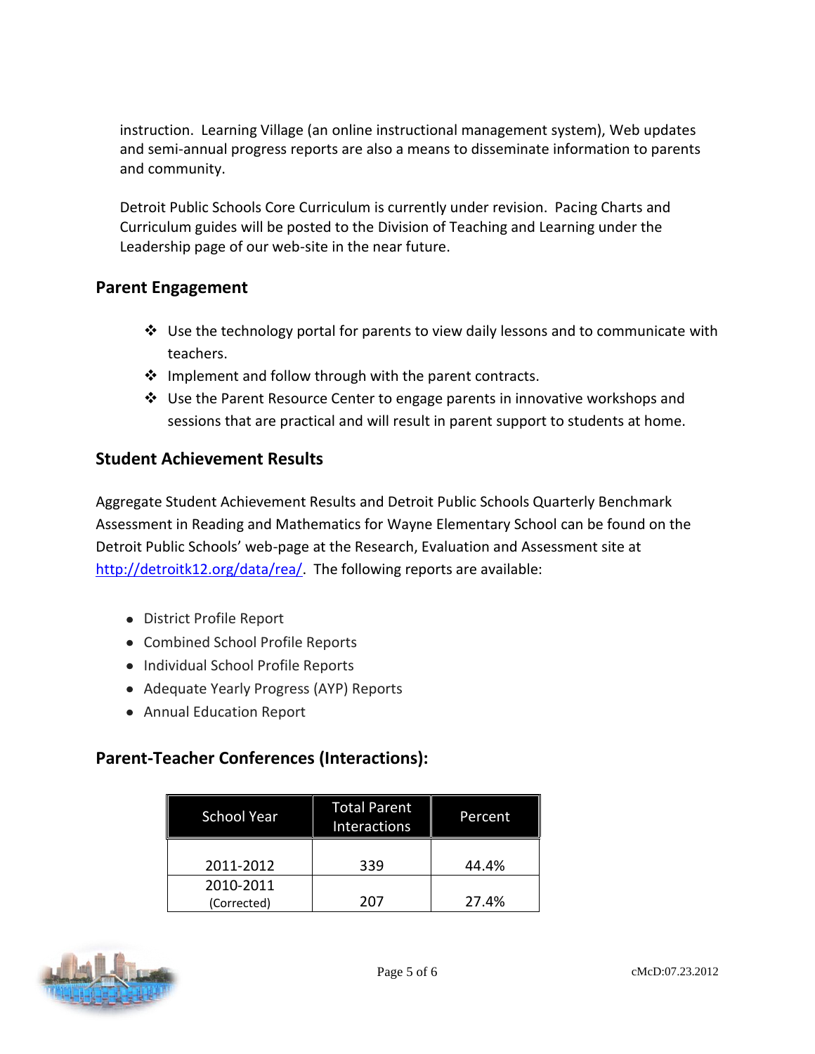instruction. Learning Village (an online instructional management system), Web updates and semi-annual progress reports are also a means to disseminate information to parents and community.

Detroit Public Schools Core Curriculum is currently under revision. Pacing Charts and Curriculum guides will be posted to the Division of Teaching and Learning under the Leadership page of our web-site in the near future.

## Parent Engagement

- Use the technology portal for parents to view daily lessons and to communicate with teachers.
- Implement and follow through with the parent contracts.
- Use the Parent Resource Center to engage parents in innovative workshops and sessions that are practical and will result in parent support to students at home.

## Student Achievement Results

Aggregate Student Achievement Results and Detroit Public Schools Quarterly Benchmark Assessment in Reading and Mathematics for Wayne Elementary School can be found on the Detroit Public Schools' web-page at the Research, Evaluation and Assessment site at http://detroitk12.org/data/rea/. The following reports are available:

- District Profile Report
- Combined School Profile Reports
- Individual School Profile Reports
- Adequate Yearly Progress (AYP) Reports
- Annual Education Report

## Parent-Teacher Conferences (Interactions):

| School Year | Total Parent Interactions | Percent |
|---|---|---|
| 2011-2012 | 339 | 44.4% |
| 2010-2011 (Corrected) | 207 | 27.4% |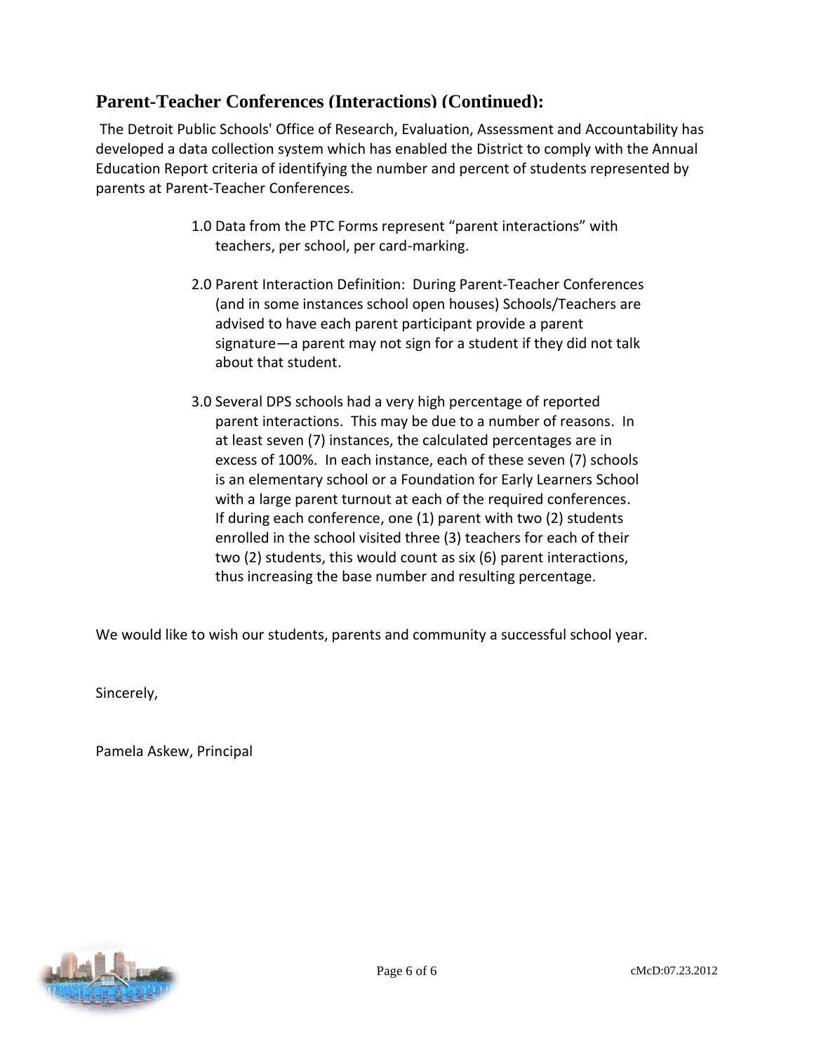## Parent-Teacher Conferences (Interactions) (Continued):

The Detroit Public Schools' Office of Research, Evaluation, Assessment and Accountability has developed a data collection system which has enabled the District to comply with the Annual Education Report criteria of identifying the number and percent of students represented by parents at Parent-Teacher Conferences.

1.0 Data from the PTC Forms represent "parent interactions" with teachers, per school, per card-marking.

2.0 Parent Interaction Definition: During Parent-Teacher Conferences (and in some instances school open houses) Schools/Teachers are advised to have each parent participant provide a parent signature—a parent may not sign for a student if they did not talk about that student.

3.0 Several DPS schools had a very high percentage of reported parent interactions. This may be due to a number of reasons. In at least seven (7) instances, the calculated percentages are in excess of 100%. In each instance, each of these seven (7) schools is an elementary school or a Foundation for Early Learners School with a large parent turnout at each of the required conferences. If during each conference, one (1) parent with two (2) students enrolled in the school visited three (3) teachers for each of their two (2) students, this would count as six (6) parent interactions, thus increasing the base number and resulting percentage.

We would like to wish our students, parents and community a successful school year.

Sincerely,

Pamela Askew, Principal

cMcD:07.23.2012